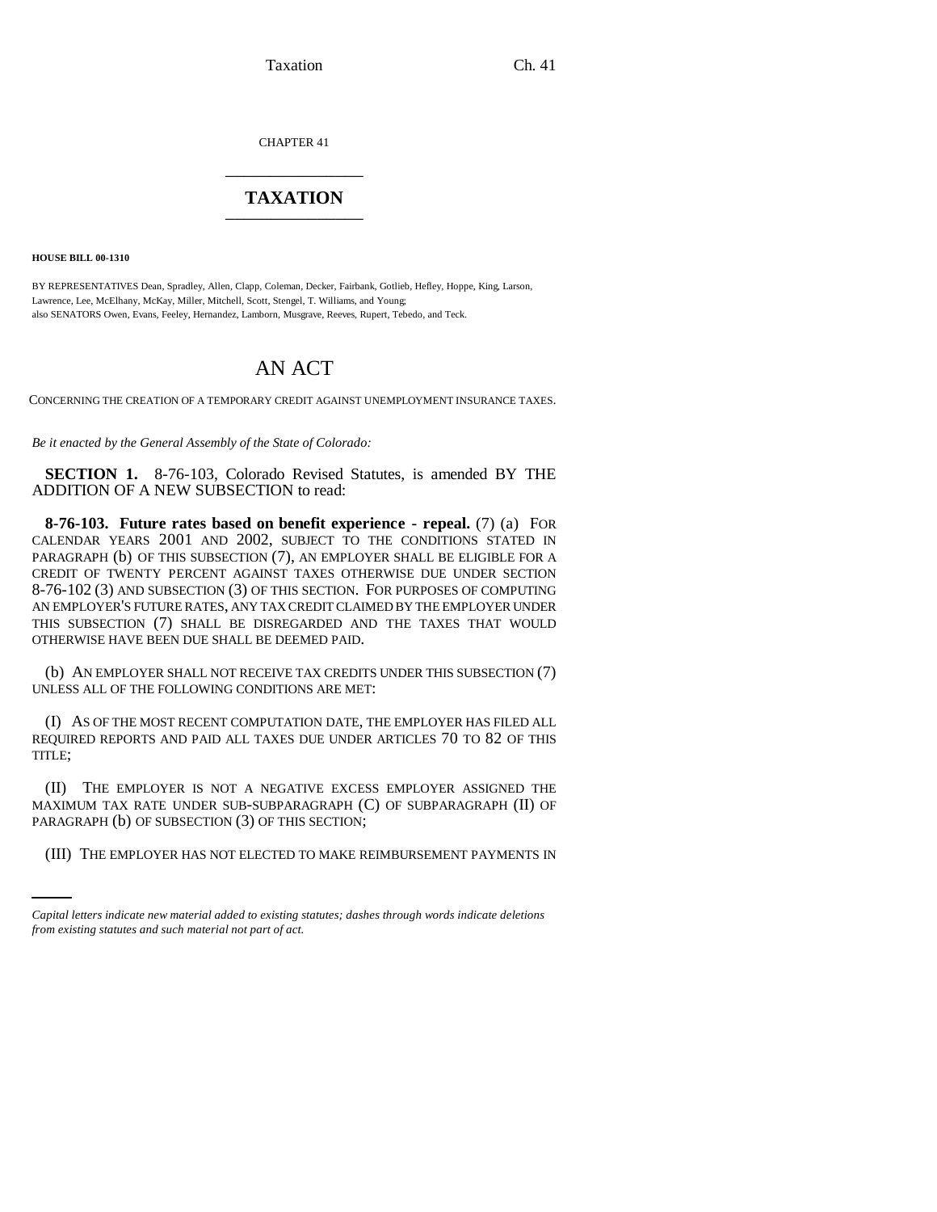CHAPTER 41

# TAXATION

**HOUSE BILL 00-1310**

BY REPRESENTATIVES Dean, Spradley, Allen, Clapp, Coleman, Decker, Fairbank, Gotlieb, Hefley, Hoppe, King, Larson, Lawrence, Lee, McElhany, McKay, Miller, Mitchell, Scott, Stengel, T. Williams, and Young;
also SENATORS Owen, Evans, Feeley, Hernandez, Lamborn, Musgrave, Reeves, Rupert, Tebedo, and Teck.

# AN ACT

CONCERNING THE CREATION OF A TEMPORARY CREDIT AGAINST UNEMPLOYMENT INSURANCE TAXES.

*Be it enacted by the General Assembly of the State of Colorado:*

**SECTION 1.** 8-76-103, Colorado Revised Statutes, is amended BY THE ADDITION OF A NEW SUBSECTION to read:

**8-76-103. Future rates based on benefit experience - repeal.** (7) (a) FOR CALENDAR YEARS 2001 AND 2002, SUBJECT TO THE CONDITIONS STATED IN PARAGRAPH (b) OF THIS SUBSECTION (7), AN EMPLOYER SHALL BE ELIGIBLE FOR A CREDIT OF TWENTY PERCENT AGAINST TAXES OTHERWISE DUE UNDER SECTION 8-76-102 (3) AND SUBSECTION (3) OF THIS SECTION. FOR PURPOSES OF COMPUTING AN EMPLOYER'S FUTURE RATES, ANY TAX CREDIT CLAIMED BY THE EMPLOYER UNDER THIS SUBSECTION (7) SHALL BE DISREGARDED AND THE TAXES THAT WOULD OTHERWISE HAVE BEEN DUE SHALL BE DEEMED PAID.

(b) AN EMPLOYER SHALL NOT RECEIVE TAX CREDITS UNDER THIS SUBSECTION (7) UNLESS ALL OF THE FOLLOWING CONDITIONS ARE MET:

(I) AS OF THE MOST RECENT COMPUTATION DATE, THE EMPLOYER HAS FILED ALL REQUIRED REPORTS AND PAID ALL TAXES DUE UNDER ARTICLES 70 TO 82 OF THIS TITLE;

(II) THE EMPLOYER IS NOT A NEGATIVE EXCESS EMPLOYER ASSIGNED THE MAXIMUM TAX RATE UNDER SUB-SUBPARAGRAPH (C) OF SUBPARAGRAPH (II) OF PARAGRAPH (b) OF SUBSECTION (3) OF THIS SECTION;

(III) THE EMPLOYER HAS NOT ELECTED TO MAKE REIMBURSEMENT PAYMENTS IN

*Capital letters indicate new material added to existing statutes; dashes through words indicate deletions from existing statutes and such material not part of act.*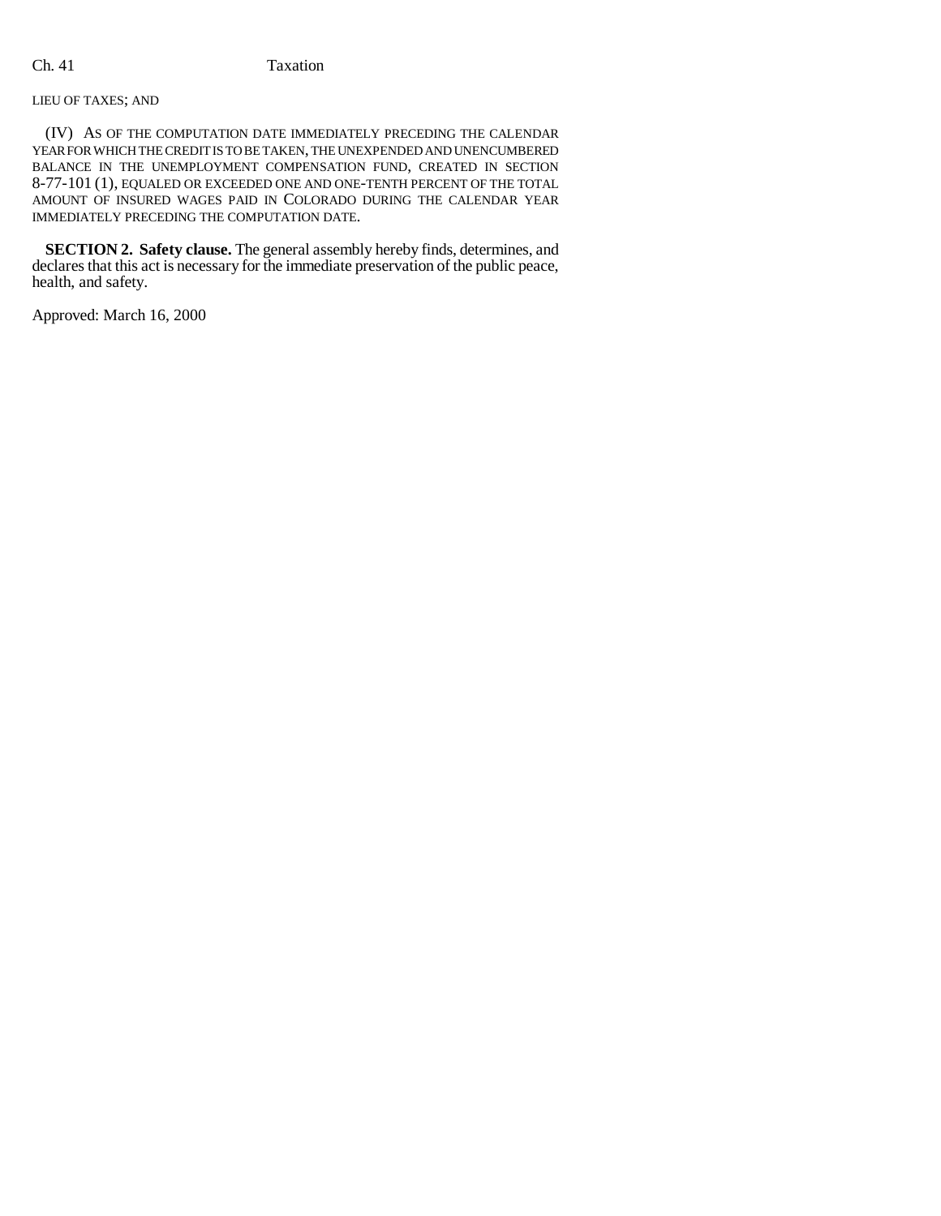LIEU OF TAXES; AND

(IV) AS OF THE COMPUTATION DATE IMMEDIATELY PRECEDING THE CALENDAR YEAR FOR WHICH THE CREDIT IS TO BE TAKEN, THE UNEXPENDED AND UNENCUMBERED BALANCE IN THE UNEMPLOYMENT COMPENSATION FUND, CREATED IN SECTION 8-77-101 (1), EQUALED OR EXCEEDED ONE AND ONE-TENTH PERCENT OF THE TOTAL AMOUNT OF INSURED WAGES PAID IN COLORADO DURING THE CALENDAR YEAR IMMEDIATELY PRECEDING THE COMPUTATION DATE.

**SECTION 2. Safety clause.** The general assembly hereby finds, determines, and declares that this act is necessary for the immediate preservation of the public peace, health, and safety.

Approved: March 16, 2000